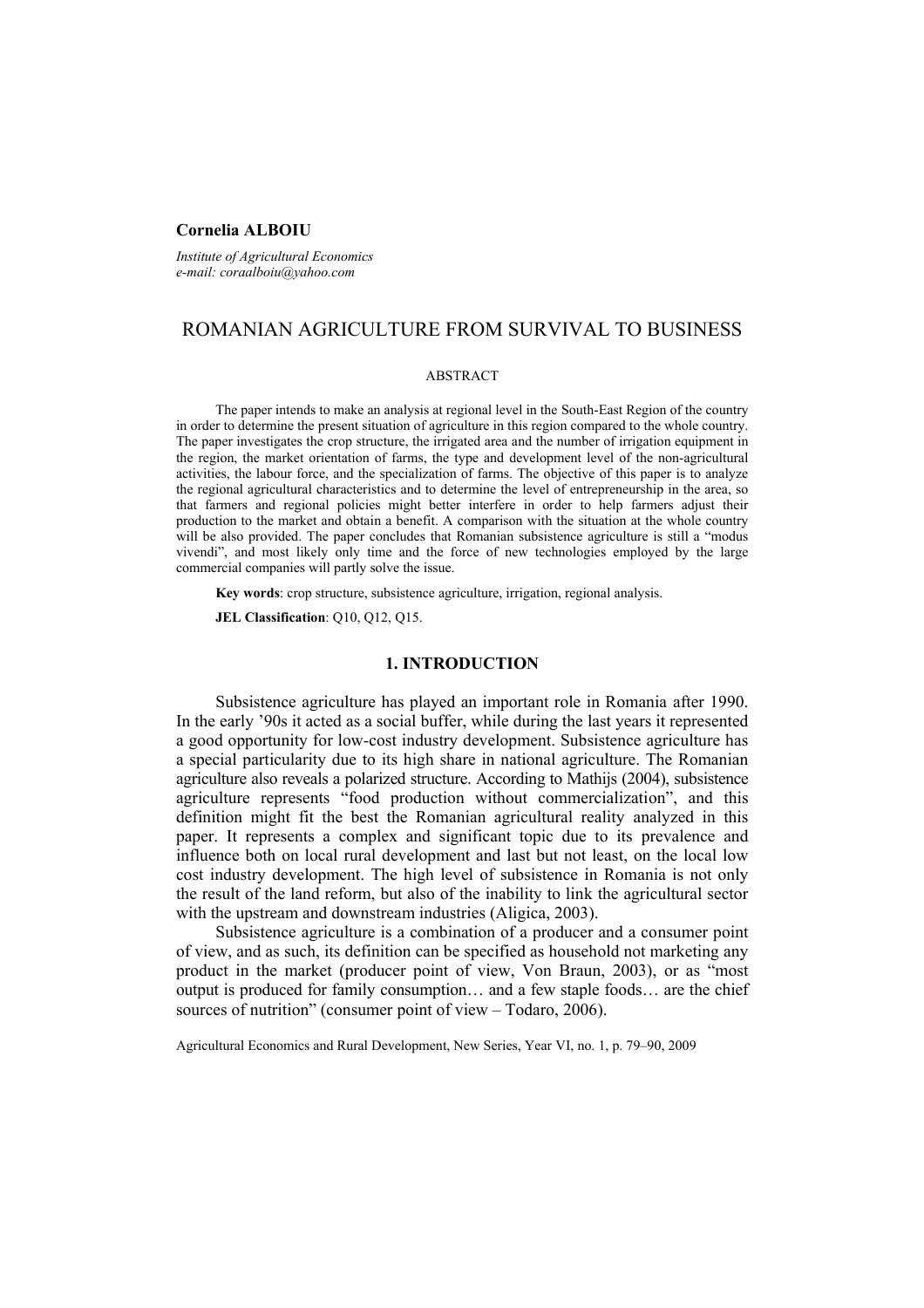**Cornelia ALBOIU**

*Institute of Agricultural Economics*
*e-mail: coraalboiu@yahoo.com*

# ROMANIAN AGRICULTURE FROM SURVIVAL TO BUSINESS

ABSTRACT

The paper intends to make an analysis at regional level in the South-East Region of the country in order to determine the present situation of agriculture in this region compared to the whole country. The paper investigates the crop structure, the irrigated area and the number of irrigation equipment in the region, the market orientation of farms, the type and development level of the non-agricultural activities, the labour force, and the specialization of farms. The objective of this paper is to analyze the regional agricultural characteristics and to determine the level of entrepreneurship in the area, so that farmers and regional policies might better interfere in order to help farmers adjust their production to the market and obtain a benefit. A comparison with the situation at the whole country will be also provided. The paper concludes that Romanian subsistence agriculture is still a "modus vivendi", and most likely only time and the force of new technologies employed by the large commercial companies will partly solve the issue.

**Key words**: crop structure, subsistence agriculture, irrigation, regional analysis.

**JEL Classification**: Q10, Q12, Q15.

## 1. INTRODUCTION

Subsistence agriculture has played an important role in Romania after 1990. In the early '90s it acted as a social buffer, while during the last years it represented a good opportunity for low-cost industry development. Subsistence agriculture has a special particularity due to its high share in national agriculture. The Romanian agriculture also reveals a polarized structure. According to Mathijs (2004), subsistence agriculture represents "food production without commercialization", and this definition might fit the best the Romanian agricultural reality analyzed in this paper. It represents a complex and significant topic due to its prevalence and influence both on local rural development and last but not least, on the local low cost industry development. The high level of subsistence in Romania is not only the result of the land reform, but also of the inability to link the agricultural sector with the upstream and downstream industries (Aligica, 2003).

Subsistence agriculture is a combination of a producer and a consumer point of view, and as such, its definition can be specified as household not marketing any product in the market (producer point of view, Von Braun, 2003), or as "most output is produced for family consumption… and a few staple foods… are the chief sources of nutrition" (consumer point of view – Todaro, 2006).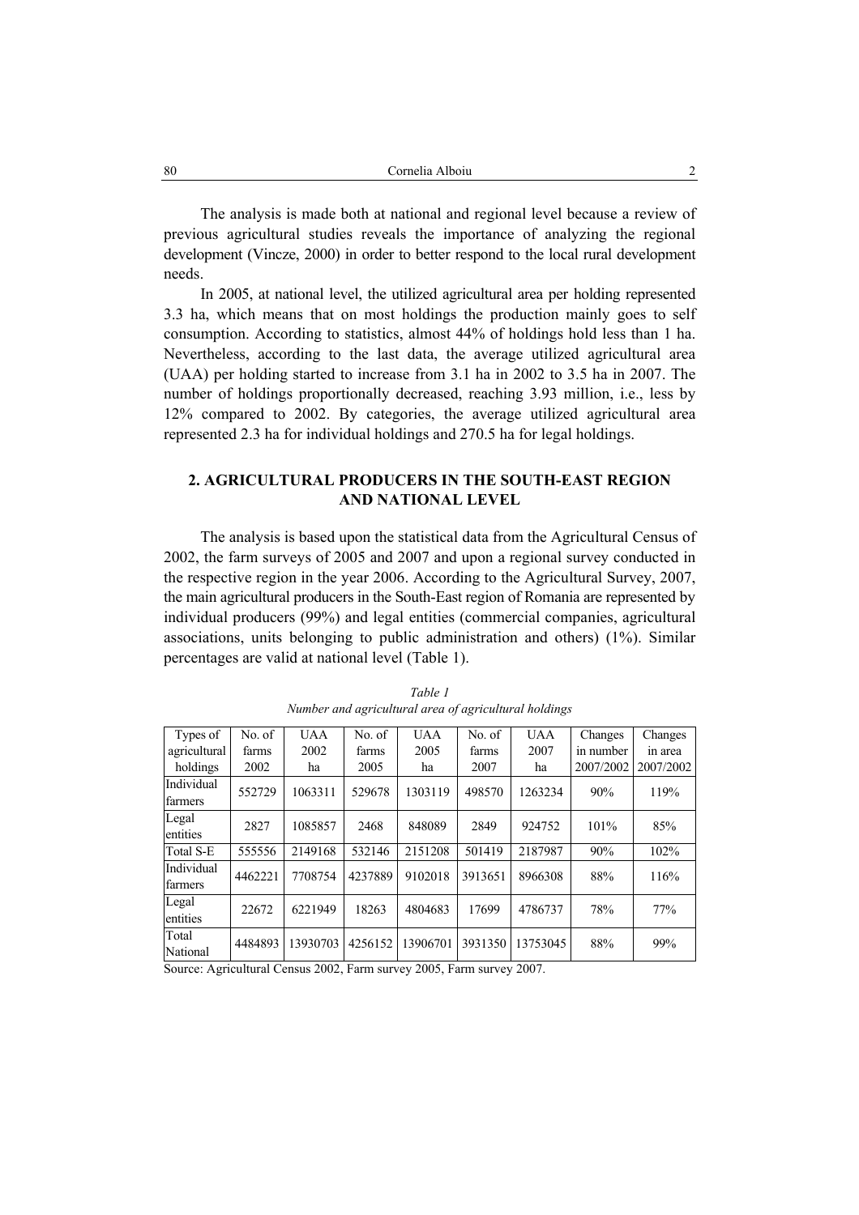The analysis is made both at national and regional level because a review of previous agricultural studies reveals the importance of analyzing the regional development (Vincze, 2000) in order to better respond to the local rural development needs.

In 2005, at national level, the utilized agricultural area per holding represented 3.3 ha, which means that on most holdings the production mainly goes to self consumption. According to statistics, almost 44% of holdings hold less than 1 ha. Nevertheless, according to the last data, the average utilized agricultural area (UAA) per holding started to increase from 3.1 ha in 2002 to 3.5 ha in 2007. The number of holdings proportionally decreased, reaching 3.93 million, i.e., less by 12% compared to 2002. By categories, the average utilized agricultural area represented 2.3 ha for individual holdings and 270.5 ha for legal holdings.

## 2. AGRICULTURAL PRODUCERS IN THE SOUTH-EAST REGION AND NATIONAL LEVEL

The analysis is based upon the statistical data from the Agricultural Census of 2002, the farm surveys of 2005 and 2007 and upon a regional survey conducted in the respective region in the year 2006. According to the Agricultural Survey, 2007, the main agricultural producers in the South-East region of Romania are represented by individual producers (99%) and legal entities (commercial companies, agricultural associations, units belonging to public administration and others) (1%). Similar percentages are valid at national level (Table 1).

*Table 1*
*Number and agricultural area of agricultural holdings*

| Types of agricultural holdings | No. of farms 2002 | UAA 2002 ha | No. of farms 2005 | UAA 2005 ha | No. of farms 2007 | UAA 2007 ha | Changes in number 2007/2002 | Changes in area 2007/2002 |
|---|---|---|---|---|---|---|---|---|
| Individual farmers | 552729 | 1063311 | 529678 | 1303119 | 498570 | 1263234 | 90% | 119% |
| Legal entities | 2827 | 1085857 | 2468 | 848089 | 2849 | 924752 | 101% | 85% |
| Total S-E | 555556 | 2149168 | 532146 | 2151208 | 501419 | 2187987 | 90% | 102% |
| Individual farmers | 4462221 | 7708754 | 4237889 | 9102018 | 3913651 | 8966308 | 88% | 116% |
| Legal entities | 22672 | 6221949 | 18263 | 4804683 | 17699 | 4786737 | 78% | 77% |
| Total National | 4484893 | 13930703 | 4256152 | 13906701 | 3931350 | 13753045 | 88% | 99% |

Source: Agricultural Census 2002, Farm survey 2005, Farm survey 2007.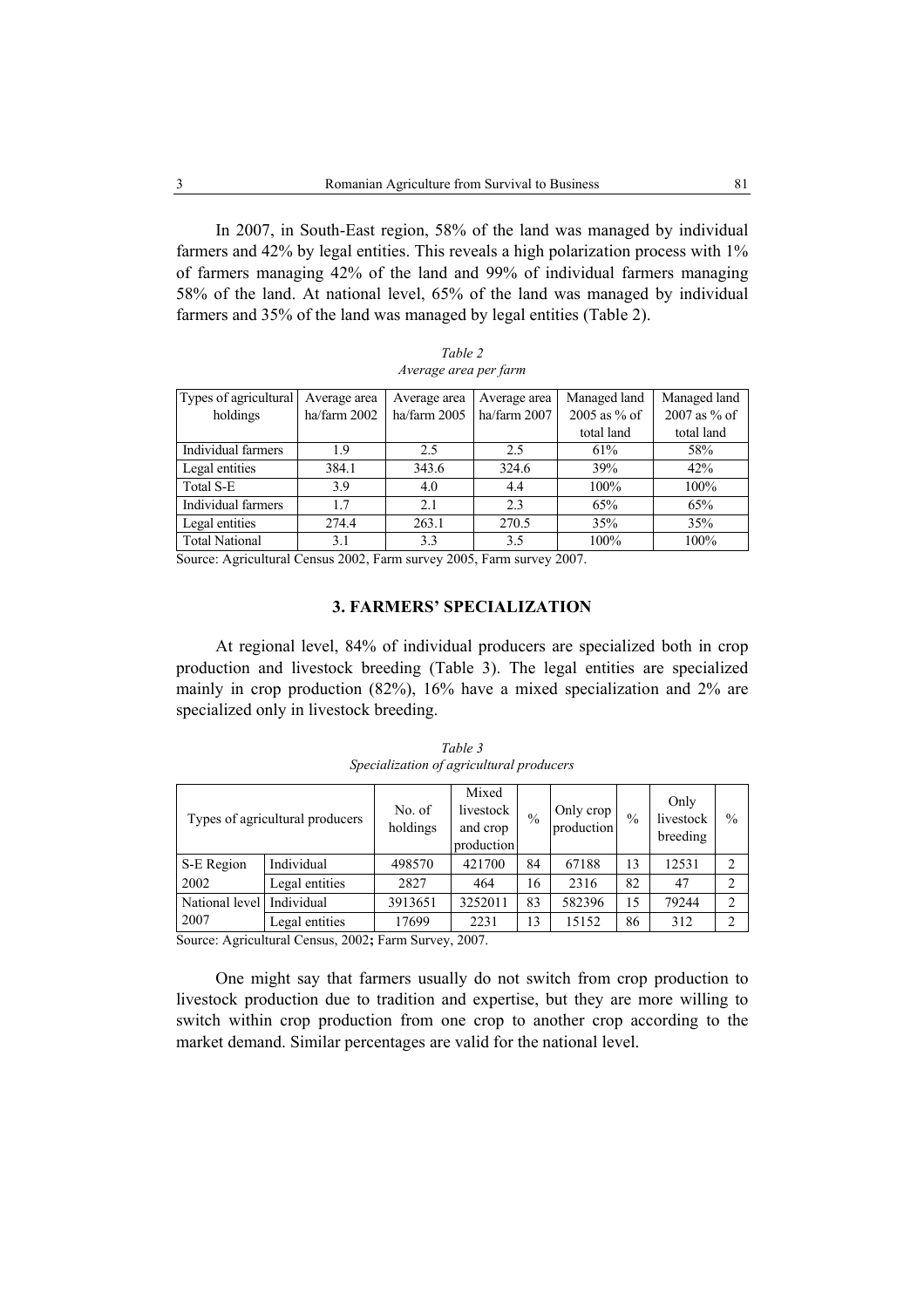In 2007, in South-East region, 58% of the land was managed by individual farmers and 42% by legal entities. This reveals a high polarization process with 1% of farmers managing 42% of the land and 99% of individual farmers managing 58% of the land. At national level, 65% of the land was managed by individual farmers and 35% of the land was managed by legal entities (Table 2).

*Table 2*
*Average area per farm*

| Types of agricultural holdings | Average area ha/farm 2002 | Average area ha/farm 2005 | Average area ha/farm 2007 | Managed land 2005 as % of total land | Managed land 2007 as % of total land |
|---|---|---|---|---|---|
| Individual farmers | 1.9 | 2.5 | 2.5 | 61% | 58% |
| Legal entities | 384.1 | 343.6 | 324.6 | 39% | 42% |
| Total S-E | 3.9 | 4.0 | 4.4 | 100% | 100% |
| Individual farmers | 1.7 | 2.1 | 2.3 | 65% | 65% |
| Legal entities | 274.4 | 263.1 | 270.5 | 35% | 35% |
| Total National | 3.1 | 3.3 | 3.5 | 100% | 100% |

Source: Agricultural Census 2002, Farm survey 2005, Farm survey 2007.

## 3. FARMERS' SPECIALIZATION

At regional level, 84% of individual producers are specialized both in crop production and livestock breeding (Table 3). The legal entities are specialized mainly in crop production (82%), 16% have a mixed specialization and 2% are specialized only in livestock breeding.

*Table 3*
*Specialization of agricultural producers*

| Types of agricultural producers | | No. of holdings | Mixed livestock and crop production | % | Only crop production | % | Only livestock breeding | % |
|---|---|---|---|---|---|---|---|---|
| S-E Region 2002 | Individual | 498570 | 421700 | 84 | 67188 | 13 | 12531 | 2 |
| | Legal entities | 2827 | 464 | 16 | 2316 | 82 | 47 | 2 |
| National level 2007 | Individual | 3913651 | 3252011 | 83 | 582396 | 15 | 79244 | 2 |
| | Legal entities | 17699 | 2231 | 13 | 15152 | 86 | 312 | 2 |

Source: Agricultural Census, 2002**;** Farm Survey, 2007.

One might say that farmers usually do not switch from crop production to livestock production due to tradition and expertise, but they are more willing to switch within crop production from one crop to another crop according to the market demand. Similar percentages are valid for the national level.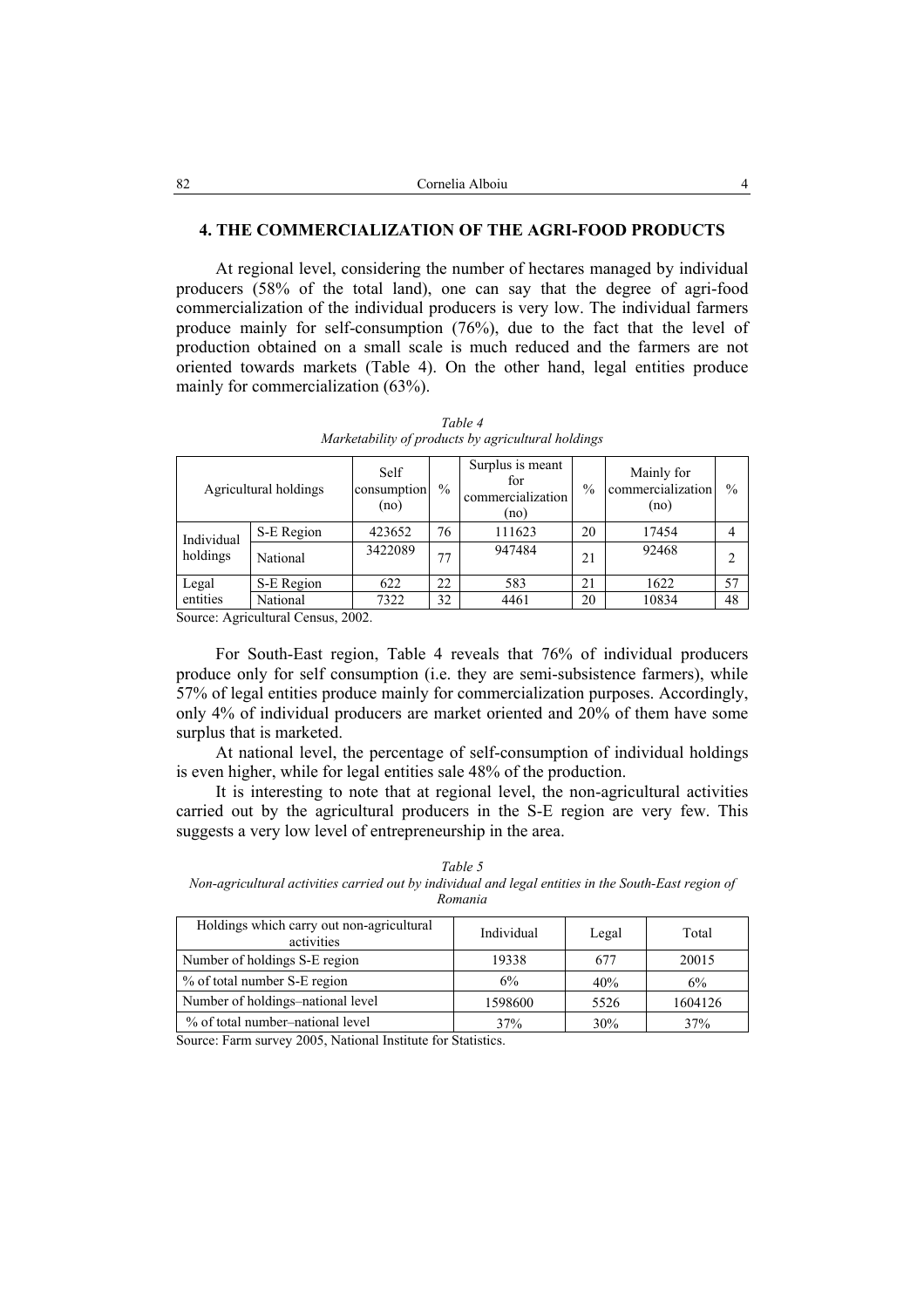## 4. THE COMMERCIALIZATION OF THE AGRI-FOOD PRODUCTS

At regional level, considering the number of hectares managed by individual producers (58% of the total land), one can say that the degree of agri-food commercialization of the individual producers is very low. The individual farmers produce mainly for self-consumption (76%), due to the fact that the level of production obtained on a small scale is much reduced and the farmers are not oriented towards markets (Table 4). On the other hand, legal entities produce mainly for commercialization (63%).

*Table 4*
*Marketability of products by agricultural holdings*

| Agricultural holdings | | Self consumption (no) | % | Surplus is meant for commercialization (no) | % | Mainly for commercialization (no) | % |
|---|---|---|---|---|---|---|---|
| Individual holdings | S-E Region | 423652 | 76 | 111623 | 20 | 17454 | 4 |
| | National | 3422089 | 77 | 947484 | 21 | 92468 | 2 |
| Legal entities | S-E Region | 622 | 22 | 583 | 21 | 1622 | 57 |
| | National | 7322 | 32 | 4461 | 20 | 10834 | 48 |

Source: Agricultural Census, 2002.

For South-East region, Table 4 reveals that 76% of individual producers produce only for self consumption (i.e. they are semi-subsistence farmers), while 57% of legal entities produce mainly for commercialization purposes. Accordingly, only 4% of individual producers are market oriented and 20% of them have some surplus that is marketed.

At national level, the percentage of self-consumption of individual holdings is even higher, while for legal entities sale 48% of the production.

It is interesting to note that at regional level, the non-agricultural activities carried out by the agricultural producers in the S-E region are very few. This suggests a very low level of entrepreneurship in the area.

*Table 5*
*Non-agricultural activities carried out by individual and legal entities in the South-East region of Romania*

| Holdings which carry out non-agricultural activities | Individual | Legal | Total |
|---|---|---|---|
| Number of holdings S-E region | 19338 | 677 | 20015 |
| % of total number S-E region | 6% | 40% | 6% |
| Number of holdings–national level | 1598600 | 5526 | 1604126 |
| % of total number–national level | 37% | 30% | 37% |

Source: Farm survey 2005, National Institute for Statistics.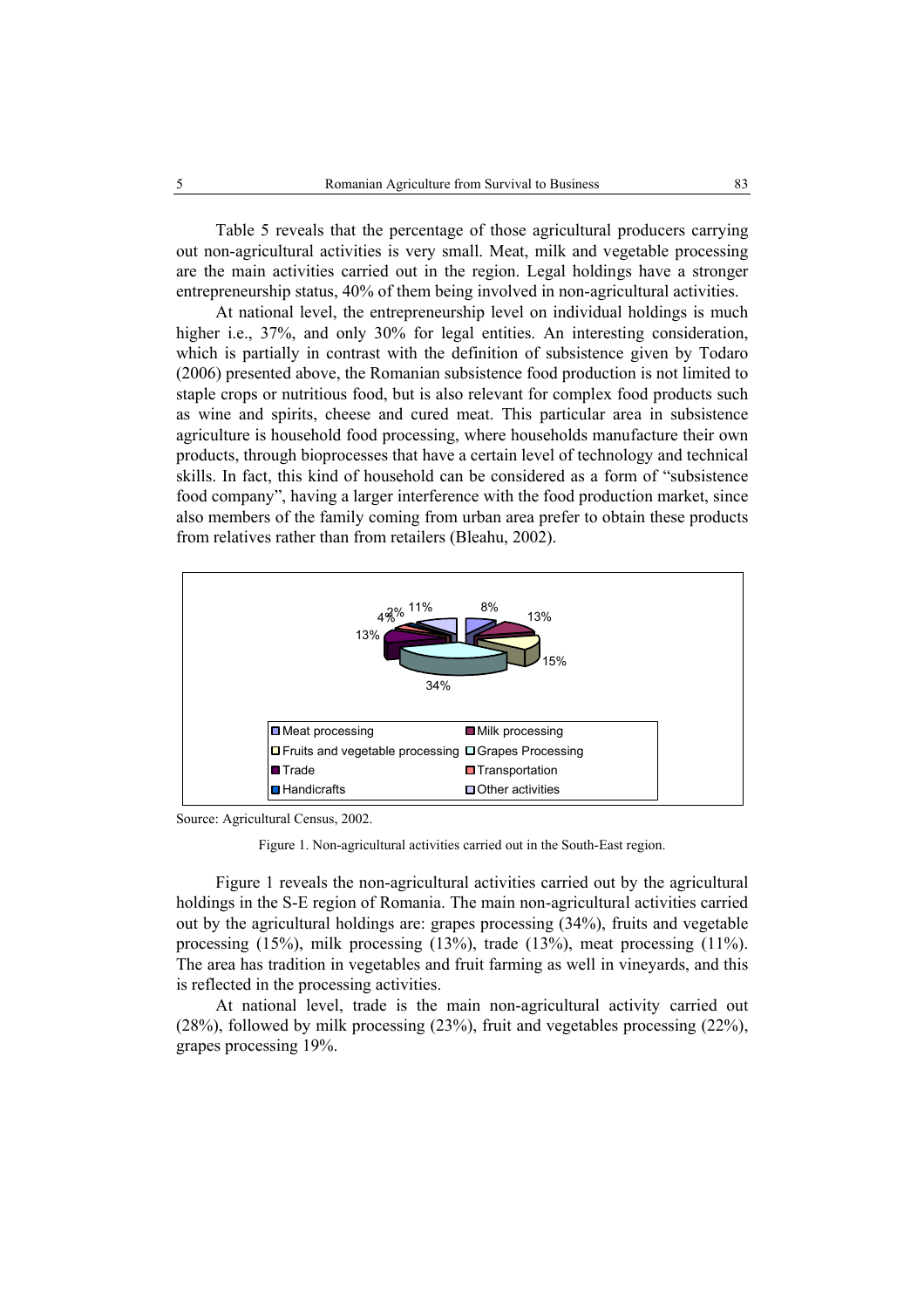Table 5 reveals that the percentage of those agricultural producers carrying out non-agricultural activities is very small. Meat, milk and vegetable processing are the main activities carried out in the region. Legal holdings have a stronger entrepreneurship status, 40% of them being involved in non-agricultural activities.

At national level, the entrepreneurship level on individual holdings is much higher i.e., 37%, and only 30% for legal entities. An interesting consideration, which is partially in contrast with the definition of subsistence given by Todaro (2006) presented above, the Romanian subsistence food production is not limited to staple crops or nutritious food, but is also relevant for complex food products such as wine and spirits, cheese and cured meat. This particular area in subsistence agriculture is household food processing, where households manufacture their own products, through bioprocesses that have a certain level of technology and technical skills. In fact, this kind of household can be considered as a form of "subsistence food company", having a larger interference with the food production market, since also members of the family coming from urban area prefer to obtain these products from relatives rather than from retailers (Bleahu, 2002).

Source: Agricultural Census, 2002.

Figure 1. Non-agricultural activities carried out in the South-East region.

Figure 1 reveals the non-agricultural activities carried out by the agricultural holdings in the S-E region of Romania. The main non-agricultural activities carried out by the agricultural holdings are: grapes processing (34%), fruits and vegetable processing (15%), milk processing (13%), trade (13%), meat processing (11%). The area has tradition in vegetables and fruit farming as well in vineyards, and this is reflected in the processing activities.

At national level, trade is the main non-agricultural activity carried out (28%), followed by milk processing (23%), fruit and vegetables processing (22%), grapes processing 19%.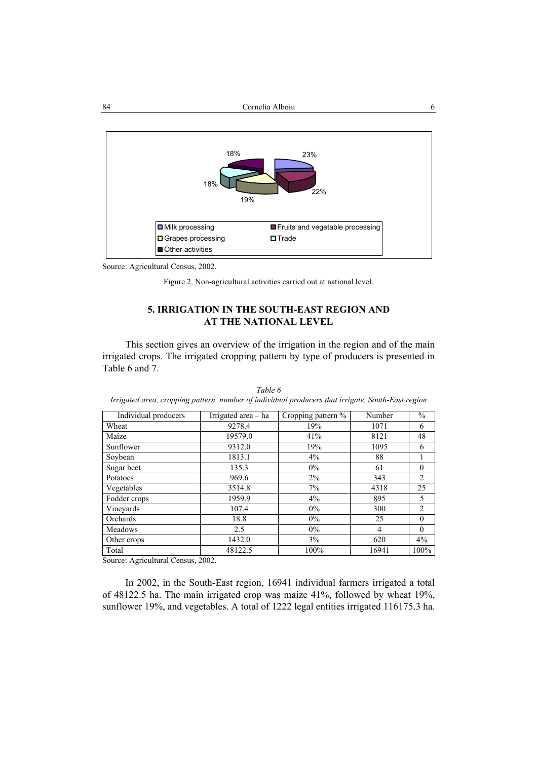Source: Agricultural Census, 2002.

Figure 2. Non-agricultural activities carried out at national level.

## 5. IRRIGATION IN THE SOUTH-EAST REGION AND AT THE NATIONAL LEVEL

This section gives an overview of the irrigation in the region and of the main irrigated crops. The irrigated cropping pattern by type of producers is presented in Table 6 and 7.

*Table 6*

*Irrigated area, cropping pattern, number of individual producers that irrigate, South-East region*

| Individual producers | Irrigated area – ha | Cropping pattern % | Number | % |
|---|---|---|---|---|
| Wheat | 9278.4 | 19% | 1071 | 6 |
| Maize | 19579.0 | 41% | 8121 | 48 |
| Sunflower | 9312.0 | 19% | 1095 | 6 |
| Soybean | 1813.1 | 4% | 88 | 1 |
| Sugar beet | 135.3 | 0% | 61 | 0 |
| Potatoes | 969.6 | 2% | 343 | 2 |
| Vegetables | 3514.8 | 7% | 4318 | 25 |
| Fodder crops | 1959.9 | 4% | 895 | 5 |
| Vineyards | 107.4 | 0% | 300 | 2 |
| Orchards | 18.8 | 0% | 25 | 0 |
| Meadows | 2.5 | 0% | 4 | 0 |
| Other crops | 1432.0 | 3% | 620 | 4% |
| Total | 48122.5 | 100% | 16941 | 100% |

Source: Agricultural Census, 2002.

In 2002, in the South-East region, 16941 individual farmers irrigated a total of 48122.5 ha. The main irrigated crop was maize 41%, followed by wheat 19%, sunflower 19%, and vegetables. A total of 1222 legal entities irrigated 116175.3 ha.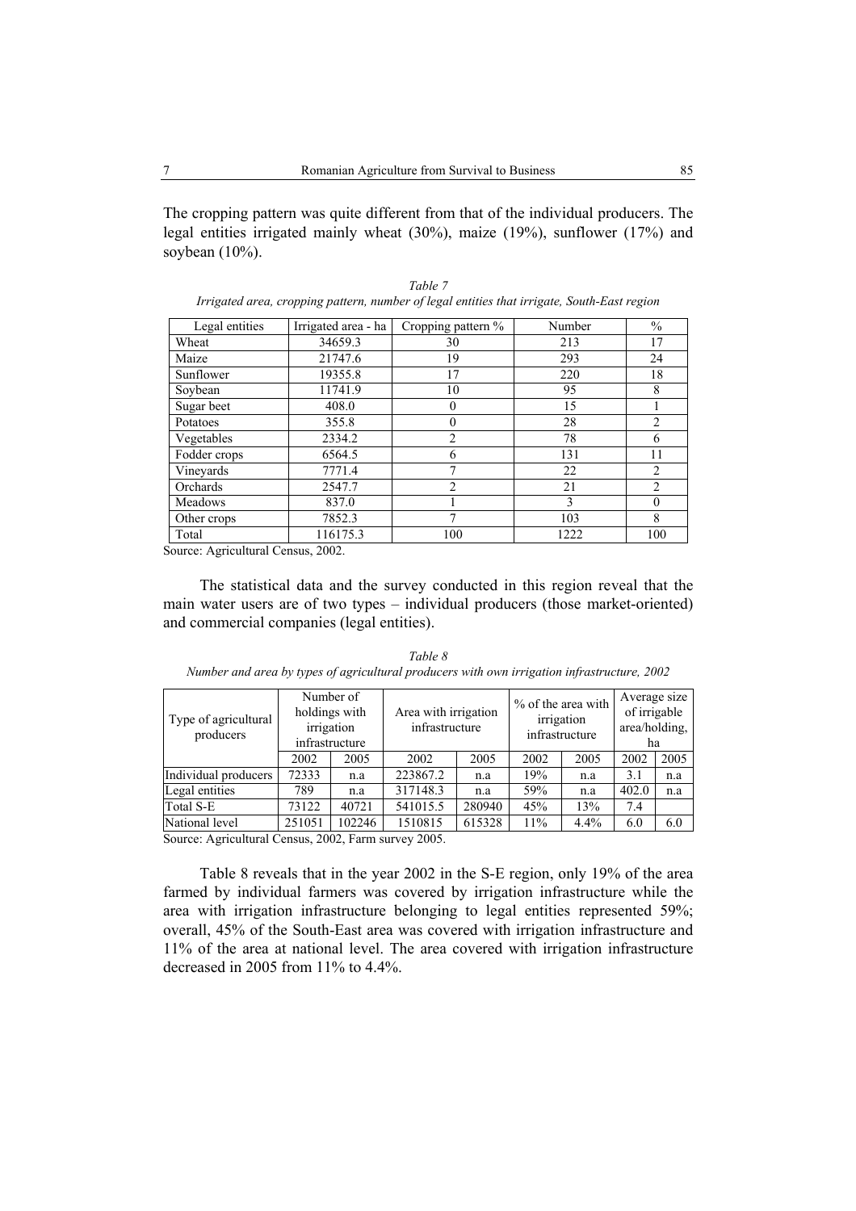The cropping pattern was quite different from that of the individual producers. The legal entities irrigated mainly wheat (30%), maize (19%), sunflower (17%) and soybean (10%).

*Table 7*

*Irrigated area, cropping pattern, number of legal entities that irrigate, South-East region*

| Legal entities | Irrigated area - ha | Cropping pattern % | Number | % |
|---|---|---|---|---|
| Wheat | 34659.3 | 30 | 213 | 17 |
| Maize | 21747.6 | 19 | 293 | 24 |
| Sunflower | 19355.8 | 17 | 220 | 18 |
| Soybean | 11741.9 | 10 | 95 | 8 |
| Sugar beet | 408.0 | 0 | 15 | 1 |
| Potatoes | 355.8 | 0 | 28 | 2 |
| Vegetables | 2334.2 | 2 | 78 | 6 |
| Fodder crops | 6564.5 | 6 | 131 | 11 |
| Vineyards | 7771.4 | 7 | 22 | 2 |
| Orchards | 2547.7 | 2 | 21 | 2 |
| Meadows | 837.0 | 1 | 3 | 0 |
| Other crops | 7852.3 | 7 | 103 | 8 |
| Total | 116175.3 | 100 | 1222 | 100 |

Source: Agricultural Census, 2002.

The statistical data and the survey conducted in this region reveal that the main water users are of two types – individual producers (those market-oriented) and commercial companies (legal entities).

*Table 8*

*Number and area by types of agricultural producers with own irrigation infrastructure, 2002*

| Type of agricultural producers | Number of holdings with irrigation infrastructure | | Area with irrigation infrastructure | | % of the area with irrigation infrastructure | | Average size of irrigable area/holding, ha | |
|---|---|---|---|---|---|---|---|---|
| | 2002 | 2005 | 2002 | 2005 | 2002 | 2005 | 2002 | 2005 |
| Individual producers | 72333 | n.a | 223867.2 | n.a | 19% | n.a | 3.1 | n.a |
| Legal entities | 789 | n.a | 317148.3 | n.a | 59% | n.a | 402.0 | n.a |
| Total S-E | 73122 | 40721 | 541015.5 | 280940 | 45% | 13% | 7.4 | |
| National level | 251051 | 102246 | 1510815 | 615328 | 11% | 4.4% | 6.0 | 6.0 |

Source: Agricultural Census, 2002, Farm survey 2005.

Table 8 reveals that in the year 2002 in the S-E region, only 19% of the area farmed by individual farmers was covered by irrigation infrastructure while the area with irrigation infrastructure belonging to legal entities represented 59%; overall, 45% of the South-East area was covered with irrigation infrastructure and 11% of the area at national level. The area covered with irrigation infrastructure decreased in 2005 from 11% to 4.4%.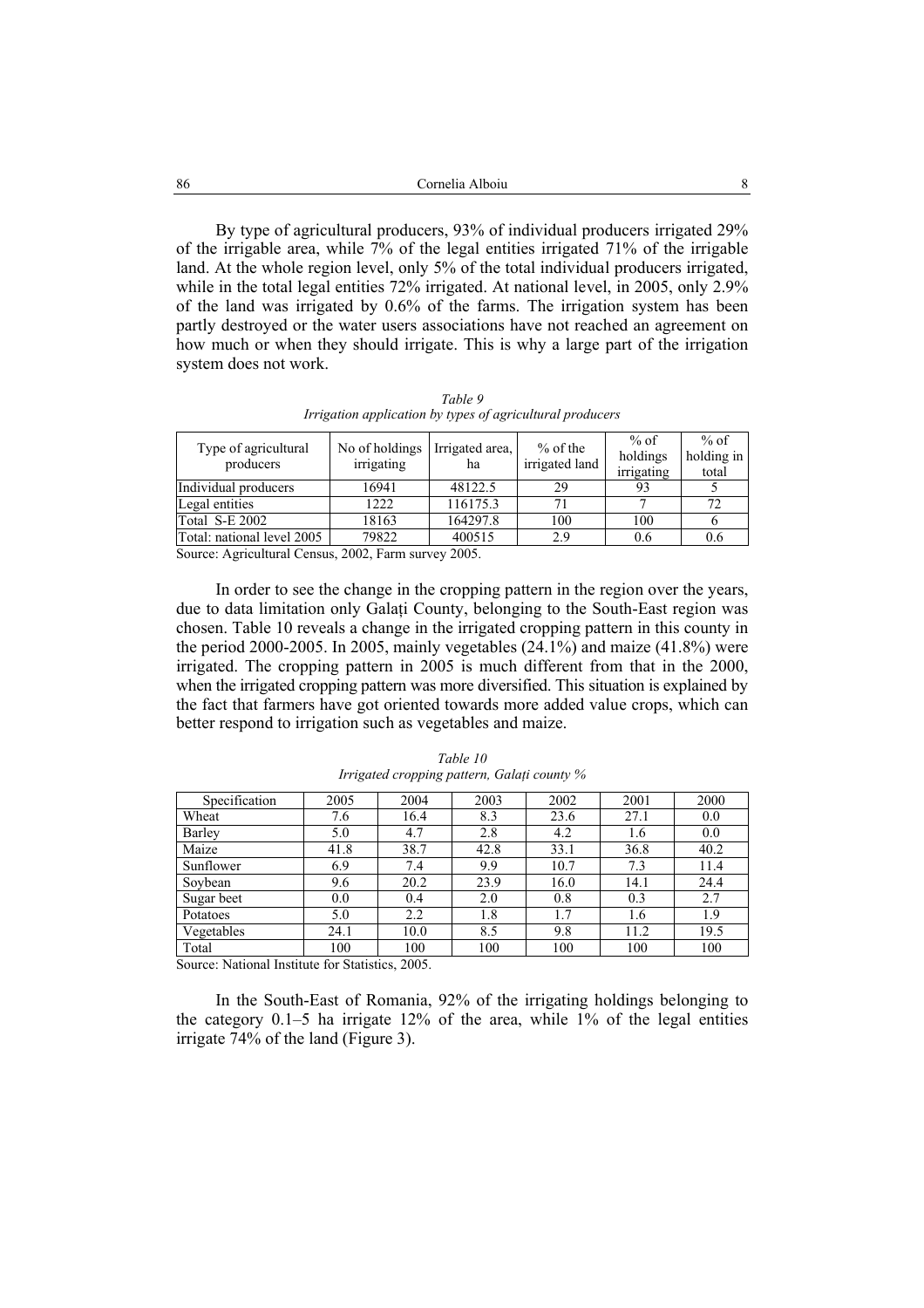By type of agricultural producers, 93% of individual producers irrigated 29% of the irrigable area, while 7% of the legal entities irrigated 71% of the irrigable land. At the whole region level, only 5% of the total individual producers irrigated, while in the total legal entities 72% irrigated. At national level, in 2005, only 2.9% of the land was irrigated by 0.6% of the farms. The irrigation system has been partly destroyed or the water users associations have not reached an agreement on how much or when they should irrigate. This is why a large part of the irrigation system does not work.

*Table 9*
*Irrigation application by types of agricultural producers*

| Type of agricultural producers | No of holdings irrigating | Irrigated area, ha | % of the irrigated land | % of holdings irrigating | % of holding in total |
|---|---|---|---|---|---|
| Individual producers | 16941 | 48122.5 | 29 | 93 | 5 |
| Legal entities | 1222 | 116175.3 | 71 | 7 | 72 |
| Total S-E 2002 | 18163 | 164297.8 | 100 | 100 | 6 |
| Total: national level 2005 | 79822 | 400515 | 2.9 | 0.6 | 0.6 |

Source: Agricultural Census, 2002, Farm survey 2005.

In order to see the change in the cropping pattern in the region over the years, due to data limitation only Galați County, belonging to the South-East region was chosen. Table 10 reveals a change in the irrigated cropping pattern in this county in the period 2000-2005. In 2005, mainly vegetables (24.1%) and maize (41.8%) were irrigated. The cropping pattern in 2005 is much different from that in the 2000, when the irrigated cropping pattern was more diversified. This situation is explained by the fact that farmers have got oriented towards more added value crops, which can better respond to irrigation such as vegetables and maize.

*Table 10*
*Irrigated cropping pattern, Galați county %*

| Specification | 2005 | 2004 | 2003 | 2002 | 2001 | 2000 |
|---|---|---|---|---|---|---|
| Wheat | 7.6 | 16.4 | 8.3 | 23.6 | 27.1 | 0.0 |
| Barley | 5.0 | 4.7 | 2.8 | 4.2 | 1.6 | 0.0 |
| Maize | 41.8 | 38.7 | 42.8 | 33.1 | 36.8 | 40.2 |
| Sunflower | 6.9 | 7.4 | 9.9 | 10.7 | 7.3 | 11.4 |
| Soybean | 9.6 | 20.2 | 23.9 | 16.0 | 14.1 | 24.4 |
| Sugar beet | 0.0 | 0.4 | 2.0 | 0.8 | 0.3 | 2.7 |
| Potatoes | 5.0 | 2.2 | 1.8 | 1.7 | 1.6 | 1.9 |
| Vegetables | 24.1 | 10.0 | 8.5 | 9.8 | 11.2 | 19.5 |
| Total | 100 | 100 | 100 | 100 | 100 | 100 |

Source: National Institute for Statistics, 2005.

In the South-East of Romania, 92% of the irrigating holdings belonging to the category 0.1–5 ha irrigate 12% of the area, while 1% of the legal entities irrigate 74% of the land (Figure 3).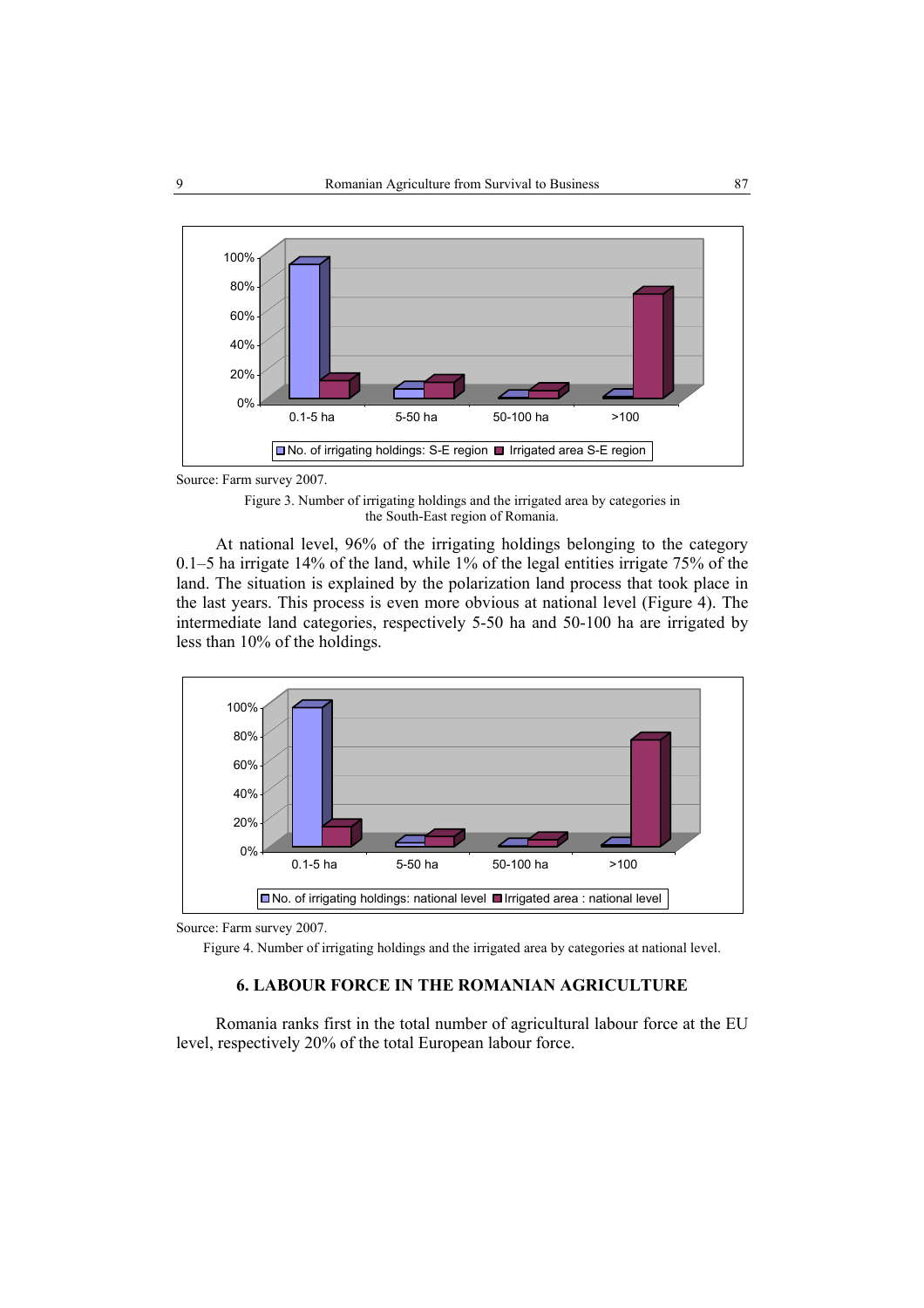Source: Farm survey 2007.

Figure 3. Number of irrigating holdings and the irrigated area by categories in the South-East region of Romania.

At national level, 96% of the irrigating holdings belonging to the category 0.1–5 ha irrigate 14% of the land, while 1% of the legal entities irrigate 75% of the land. The situation is explained by the polarization land process that took place in the last years. This process is even more obvious at national level (Figure 4). The intermediate land categories, respectively 5-50 ha and 50-100 ha are irrigated by less than 10% of the holdings.

Source: Farm survey 2007.

Figure 4. Number of irrigating holdings and the irrigated area by categories at national level.

## 6. LABOUR FORCE IN THE ROMANIAN AGRICULTURE

Romania ranks first in the total number of agricultural labour force at the EU level, respectively 20% of the total European labour force.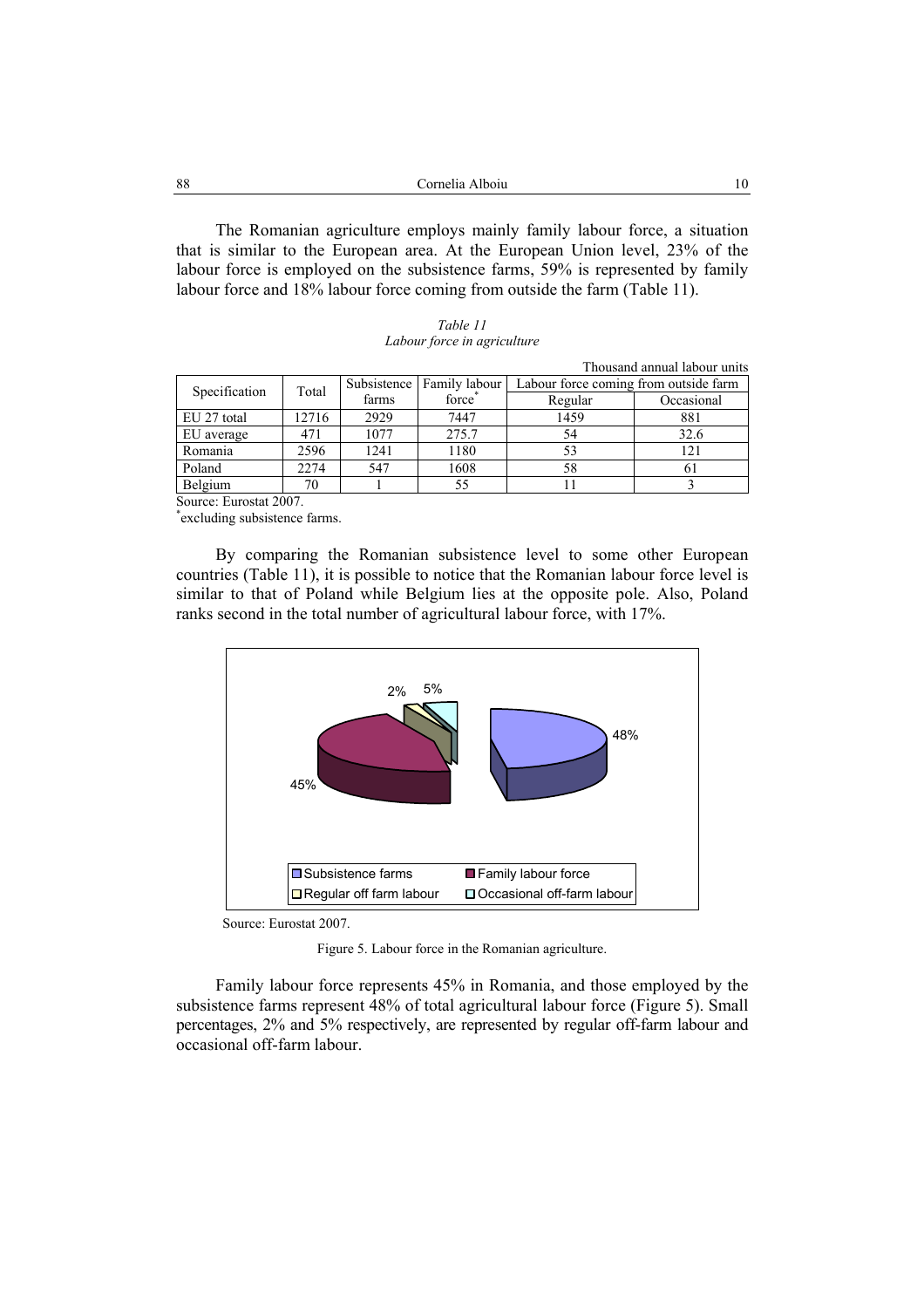The Romanian agriculture employs mainly family labour force, a situation that is similar to the European area. At the European Union level, 23% of the labour force is employed on the subsistence farms, 59% is represented by family labour force and 18% labour force coming from outside the farm (Table 11).

*Table 11*
*Labour force in agriculture*

Thousand annual labour units

| Specification | Total | Subsistence farms | Family labour force* | Labour force coming from outside farm | |
|---|---|---|---|---|---|
| | | | | Regular | Occasional |
| EU 27 total | 12716 | 2929 | 7447 | 1459 | 881 |
| EU average | 471 | 1077 | 275.7 | 54 | 32.6 |
| Romania | 2596 | 1241 | 1180 | 53 | 121 |
| Poland | 2274 | 547 | 1608 | 58 | 61 |
| Belgium | 70 | 1 | 55 | 11 | 3 |

Source: Eurostat 2007.
*excluding subsistence farms.

By comparing the Romanian subsistence level to some other European countries (Table 11), it is possible to notice that the Romanian labour force level is similar to that of Poland while Belgium lies at the opposite pole. Also, Poland ranks second in the total number of agricultural labour force, with 17%.

Source: Eurostat 2007.

Figure 5. Labour force in the Romanian agriculture.

Family labour force represents 45% in Romania, and those employed by the subsistence farms represent 48% of total agricultural labour force (Figure 5). Small percentages, 2% and 5% respectively, are represented by regular off-farm labour and occasional off-farm labour.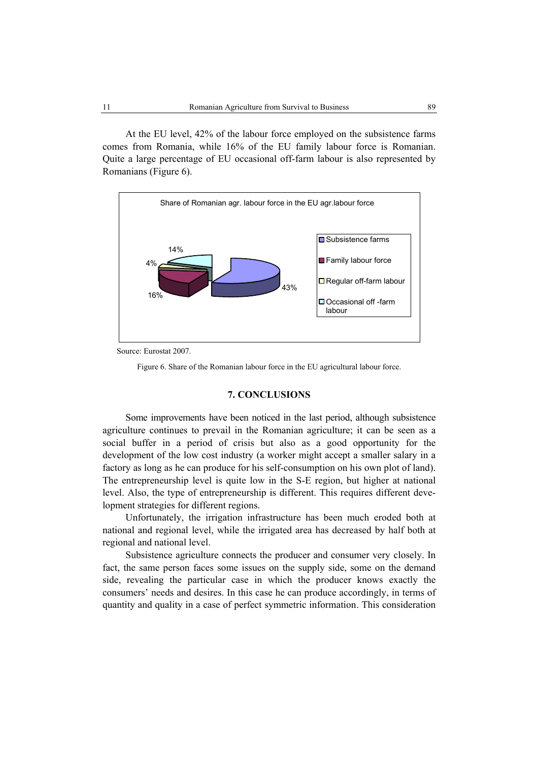At the EU level, 42% of the labour force employed on the subsistence farms comes from Romania, while 16% of the EU family labour force is Romanian. Quite a large percentage of EU occasional off-farm labour is also represented by Romanians (Figure 6).

Share of Romanian agr. labour force in the EU agr.labour force

| Category | Share |
| --- | --- |
| Subsistence farms | 43% |
| Family labour force | 16% |
| Regular off-farm labour | 4% |
| Occasional off -farm labour | 14% |

Source: Eurostat 2007.

Figure 6. Share of the Romanian labour force in the EU agricultural labour force.

## 7. CONCLUSIONS

Some improvements have been noticed in the last period, although subsistence agriculture continues to prevail in the Romanian agriculture; it can be seen as a social buffer in a period of crisis but also as a good opportunity for the development of the low cost industry (a worker might accept a smaller salary in a factory as long as he can produce for his self-consumption on his own plot of land). The entrepreneurship level is quite low in the S-E region, but higher at national level. Also, the type of entrepreneurship is different. This requires different development strategies for different regions.

Unfortunately, the irrigation infrastructure has been much eroded both at national and regional level, while the irrigated area has decreased by half both at regional and national level.

Subsistence agriculture connects the producer and consumer very closely. In fact, the same person faces some issues on the supply side, some on the demand side, revealing the particular case in which the producer knows exactly the consumers' needs and desires. In this case he can produce accordingly, in terms of quantity and quality in a case of perfect symmetric information. This consideration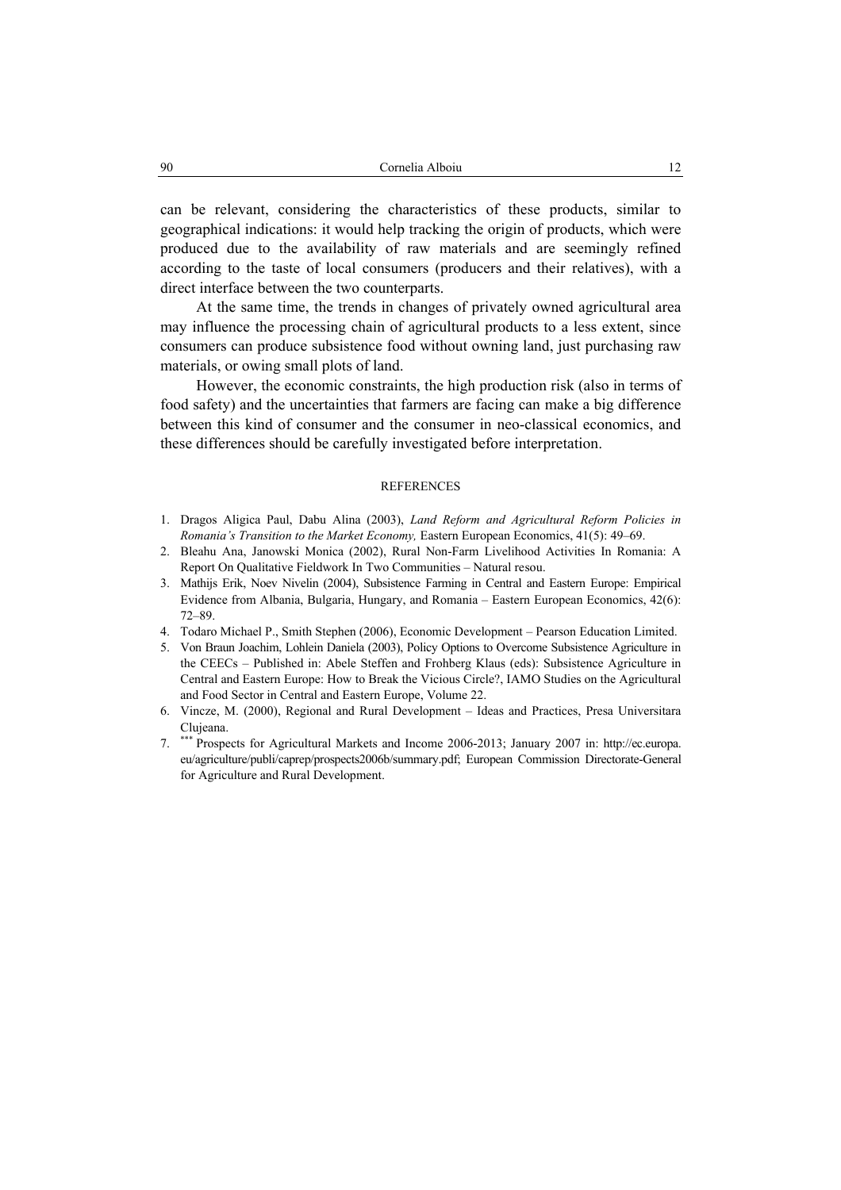can be relevant, considering the characteristics of these products, similar to geographical indications: it would help tracking the origin of products, which were produced due to the availability of raw materials and are seemingly refined according to the taste of local consumers (producers and their relatives), with a direct interface between the two counterparts.

At the same time, the trends in changes of privately owned agricultural area may influence the processing chain of agricultural products to a less extent, since consumers can produce subsistence food without owning land, just purchasing raw materials, or owing small plots of land.

However, the economic constraints, the high production risk (also in terms of food safety) and the uncertainties that farmers are facing can make a big difference between this kind of consumer and the consumer in neo-classical economics, and these differences should be carefully investigated before interpretation.

## REFERENCES

1. Dragos Aligica Paul, Dabu Alina (2003), *Land Reform and Agricultural Reform Policies in Romania's Transition to the Market Economy,* Eastern European Economics, 41(5): 49–69.
2. Bleahu Ana, Janowski Monica (2002), Rural Non-Farm Livelihood Activities In Romania: A Report On Qualitative Fieldwork In Two Communities – Natural resou.
3. Mathijs Erik, Noev Nivelin (2004), Subsistence Farming in Central and Eastern Europe: Empirical Evidence from Albania, Bulgaria, Hungary, and Romania – Eastern European Economics, 42(6): 72–89.
4. Todaro Michael P., Smith Stephen (2006), Economic Development – Pearson Education Limited.
5. Von Braun Joachim, Lohlein Daniela (2003), Policy Options to Overcome Subsistence Agriculture in the CEECs – Published in: Abele Steffen and Frohberg Klaus (eds): Subsistence Agriculture in Central and Eastern Europe: How to Break the Vicious Circle?, IAMO Studies on the Agricultural and Food Sector in Central and Eastern Europe, Volume 22.
6. Vincze, M. (2000), Regional and Rural Development – Ideas and Practices, Presa Universitara Clujeana.
7. *** Prospects for Agricultural Markets and Income 2006-2013; January 2007 in: http://ec.europa.eu/agriculture/publi/caprep/prospects2006b/summary.pdf; European Commission Directorate-General for Agriculture and Rural Development.